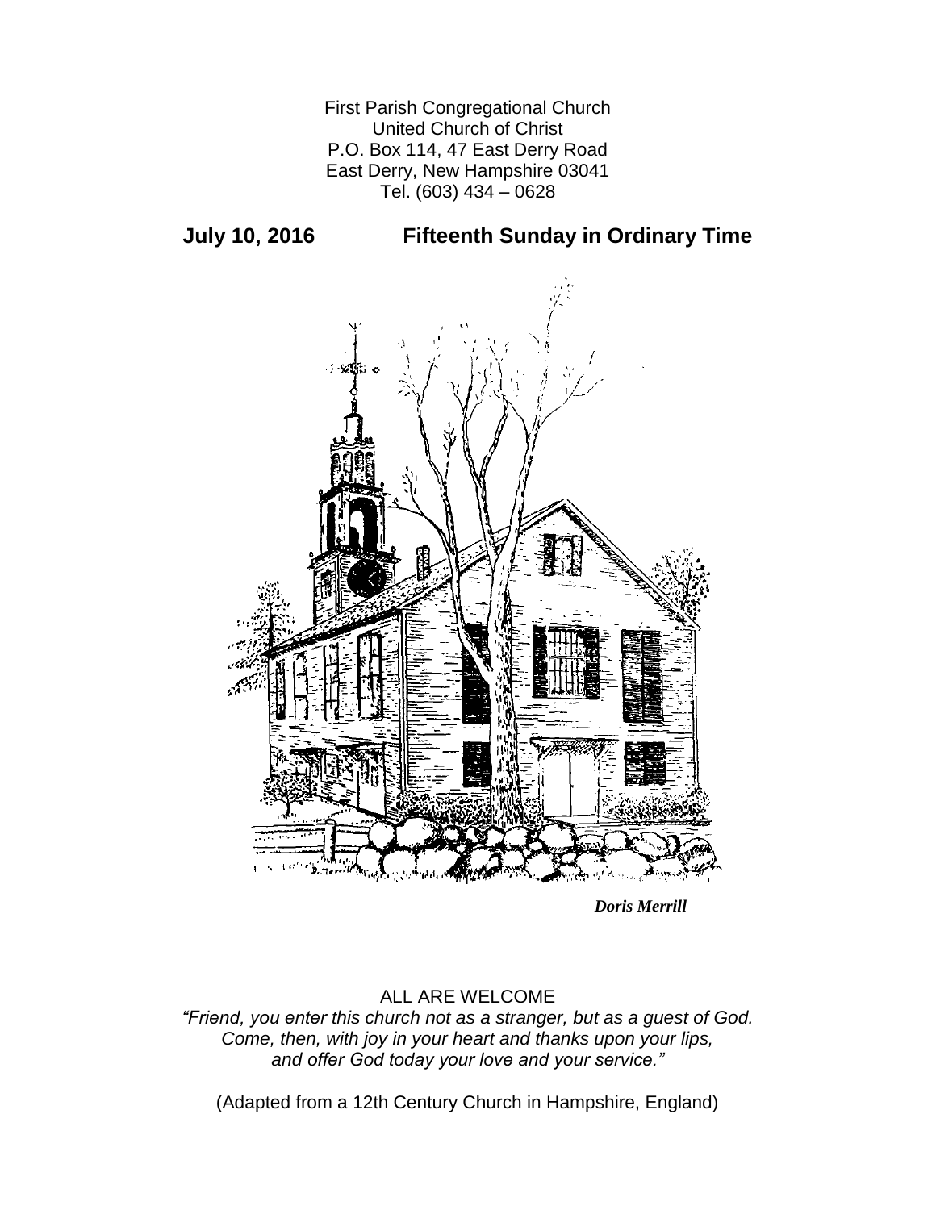First Parish Congregational Church
United Church of Christ
P.O. Box 114, 47 East Derry Road
East Derry, New Hampshire 03041
Tel. (603) 434 – 0628

**July 10, 2016 Fifteenth Sunday in Ordinary Time**

***Doris Merrill***

ALL ARE WELCOME

*"Friend, you enter this church not as a stranger, but as a guest of God.*
*Come, then, with joy in your heart and thanks upon your lips,*
*and offer God today your love and your service."*

(Adapted from a 12th Century Church in Hampshire, England)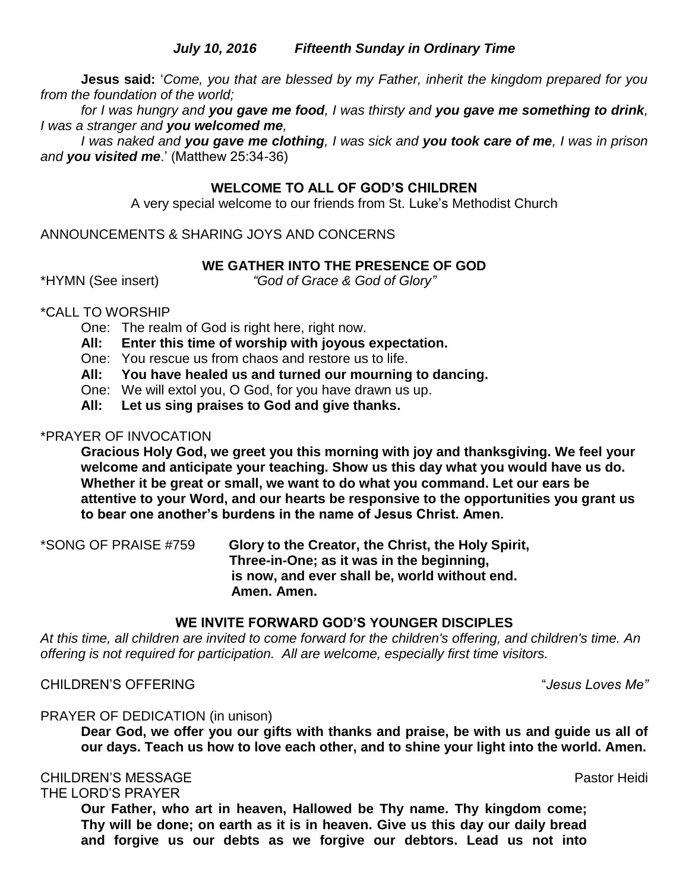***July 10, 2016 Fifteenth Sunday in Ordinary Time***

**Jesus said:** '*Come, you that are blessed by my Father, inherit the kingdom prepared for you from the foundation of the world;*

*for I was hungry and **you gave me food**, I was thirsty and **you gave me something to drink**, I was a stranger and **you welcomed me**,*

*I was naked and **you gave me clothing**, I was sick and **you took care of me**, I was in prison and **you visited me***.' (Matthew 25:34-36)

**WELCOME TO ALL OF GOD'S CHILDREN**

A very special welcome to our friends from St. Luke's Methodist Church

ANNOUNCEMENTS & SHARING JOYS AND CONCERNS

**WE GATHER INTO THE PRESENCE OF GOD**

*HYMN (See insert) *"God of Grace & God of Glory"*

*CALL TO WORSHIP

One: The realm of God is right here, right now.

**All: Enter this time of worship with joyous expectation.**

One: You rescue us from chaos and restore us to life.

**All: You have healed us and turned our mourning to dancing.**

One: We will extol you, O God, for you have drawn us up.

**All: Let us sing praises to God and give thanks.**

*PRAYER OF INVOCATION

**Gracious Holy God, we greet you this morning with joy and thanksgiving. We feel your welcome and anticipate your teaching. Show us this day what you would have us do. Whether it be great or small, we want to do what you command. Let our ears be attentive to your Word, and our hearts be responsive to the opportunities you grant us to bear one another's burdens in the name of Jesus Christ. Amen.**

*SONG OF PRAISE #759 **Glory to the Creator, the Christ, the Holy Spirit, Three-in-One; as it was in the beginning, is now, and ever shall be, world without end. Amen. Amen.**

**WE INVITE FORWARD GOD'S YOUNGER DISCIPLES**

*At this time, all children are invited to come forward for the children's offering, and children's time. An offering is not required for participation. All are welcome, especially first time visitors.*

CHILDREN'S OFFERING "*Jesus Loves Me"*

PRAYER OF DEDICATION (in unison)

**Dear God, we offer you our gifts with thanks and praise, be with us and guide us all of our days. Teach us how to love each other, and to shine your light into the world. Amen.**

CHILDREN'S MESSAGE Pastor Heidi

THE LORD'S PRAYER

**Our Father, who art in heaven, Hallowed be Thy name. Thy kingdom come; Thy will be done; on earth as it is in heaven. Give us this day our daily bread and forgive us our debts as we forgive our debtors. Lead us not into**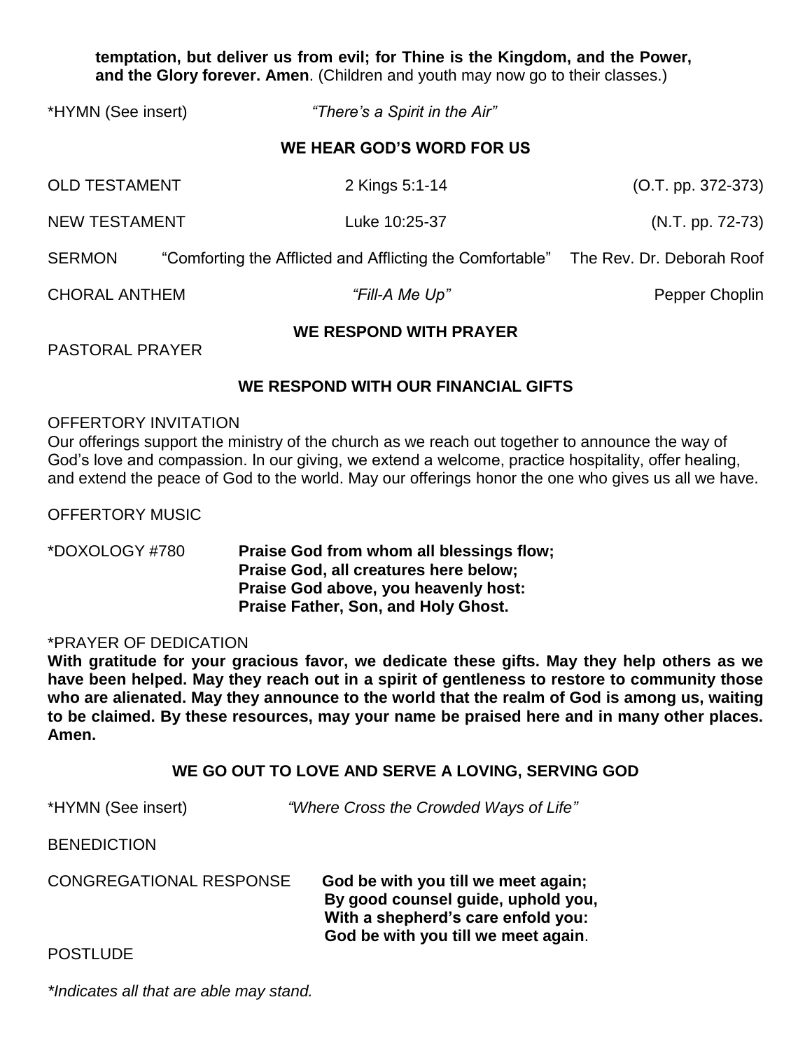**temptation, but deliver us from evil; for Thine is the Kingdom, and the Power, and the Glory forever. Amen**. (Children and youth may now go to their classes.)

*HYMN (See insert) *"There's a Spirit in the Air"*

### WE HEAR GOD'S WORD FOR US

OLD TESTAMENT 2 Kings 5:1-14 (O.T. pp. 372-373)

NEW TESTAMENT Luke 10:25-37 (N.T. pp. 72-73)

SERMON "Comforting the Afflicted and Afflicting the Comfortable" The Rev. Dr. Deborah Roof

CHORAL ANTHEM *"Fill-A Me Up"* Pepper Choplin

### WE RESPOND WITH PRAYER

PASTORAL PRAYER

### WE RESPOND WITH OUR FINANCIAL GIFTS

OFFERTORY INVITATION

Our offerings support the ministry of the church as we reach out together to announce the way of God's love and compassion. In our giving, we extend a welcome, practice hospitality, offer healing, and extend the peace of God to the world. May our offerings honor the one who gives us all we have.

OFFERTORY MUSIC

*DOXOLOGY #780 **Praise God from whom all blessings flow;**
**Praise God, all creatures here below;**
**Praise God above, you heavenly host:**
**Praise Father, Son, and Holy Ghost.**

*PRAYER OF DEDICATION

**With gratitude for your gracious favor, we dedicate these gifts. May they help others as we have been helped. May they reach out in a spirit of gentleness to restore to community those who are alienated. May they announce to the world that the realm of God is among us, waiting to be claimed. By these resources, may your name be praised here and in many other places. Amen.**

### WE GO OUT TO LOVE AND SERVE A LOVING, SERVING GOD

*HYMN (See insert) *"Where Cross the Crowded Ways of Life"*

BENEDICTION

CONGREGATIONAL RESPONSE **God be with you till we meet again;**
**By good counsel guide, uphold you,**
**With a shepherd's care enfold you:**
**God be with you till we meet again**.

POSTLUDE

**Indicates all that are able may stand.*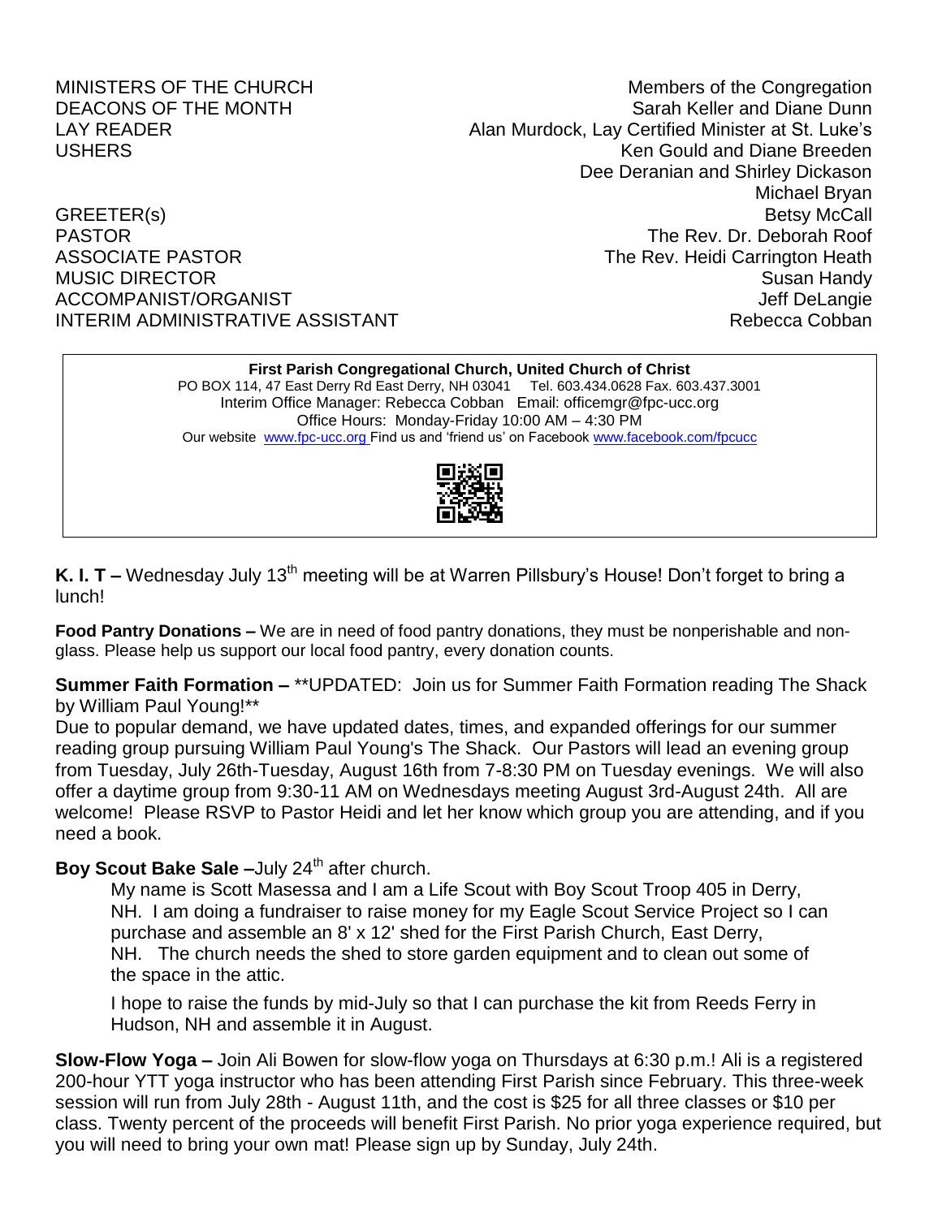| | |
|---|---|
| MINISTERS OF THE CHURCH | Members of the Congregation |
| DEACONS OF THE MONTH | Sarah Keller and Diane Dunn |
| LAY READER | Alan Murdock, Lay Certified Minister at St. Luke's |
| USHERS | Ken Gould and Diane Breeden |
| | Dee Deranian and Shirley Dickason |
| | Michael Bryan |
| GREETER(s) | Betsy McCall |
| PASTOR | The Rev. Dr. Deborah Roof |
| ASSOCIATE PASTOR | The Rev. Heidi Carrington Heath |
| MUSIC DIRECTOR | Susan Handy |
| ACCOMPANIST/ORGANIST | Jeff DeLangie |
| INTERIM ADMINISTRATIVE ASSISTANT | Rebecca Cobban |

**First Parish Congregational Church, United Church of Christ**
PO BOX 114, 47 East Derry Rd East Derry, NH 03041 Tel. 603.434.0628 Fax. 603.437.3001
Interim Office Manager: Rebecca Cobban Email: officemgr@fpc-ucc.org
Office Hours: Monday-Friday 10:00 AM – 4:30 PM
Our website www.fpc-ucc.org Find us and 'friend us' on Facebook www.facebook.com/fpcucc

**K. I. T –** Wednesday July 13th meeting will be at Warren Pillsbury's House! Don't forget to bring a lunch!

**Food Pantry Donations –** We are in need of food pantry donations, they must be nonperishable and non-glass. Please help us support our local food pantry, every donation counts.

**Summer Faith Formation –** **UPDATED: Join us for Summer Faith Formation reading The Shack by William Paul Young!**
Due to popular demand, we have updated dates, times, and expanded offerings for our summer reading group pursuing William Paul Young's The Shack. Our Pastors will lead an evening group from Tuesday, July 26th-Tuesday, August 16th from 7-8:30 PM on Tuesday evenings. We will also offer a daytime group from 9:30-11 AM on Wednesdays meeting August 3rd-August 24th. All are welcome! Please RSVP to Pastor Heidi and let her know which group you are attending, and if you need a book.

**Boy Scout Bake Sale –**July 24th after church.

> My name is Scott Masessa and I am a Life Scout with Boy Scout Troop 405 in Derry, NH. I am doing a fundraiser to raise money for my Eagle Scout Service Project so I can purchase and assemble an 8' x 12' shed for the First Parish Church, East Derry, NH. The church needs the shed to store garden equipment and to clean out some of the space in the attic.
>
> I hope to raise the funds by mid-July so that I can purchase the kit from Reeds Ferry in Hudson, NH and assemble it in August.

**Slow-Flow Yoga –** Join Ali Bowen for slow-flow yoga on Thursdays at 6:30 p.m.! Ali is a registered 200-hour YTT yoga instructor who has been attending First Parish since February. This three-week session will run from July 28th - August 11th, and the cost is $25 for all three classes or $10 per class. Twenty percent of the proceeds will benefit First Parish. No prior yoga experience required, but you will need to bring your own mat! Please sign up by Sunday, July 24th.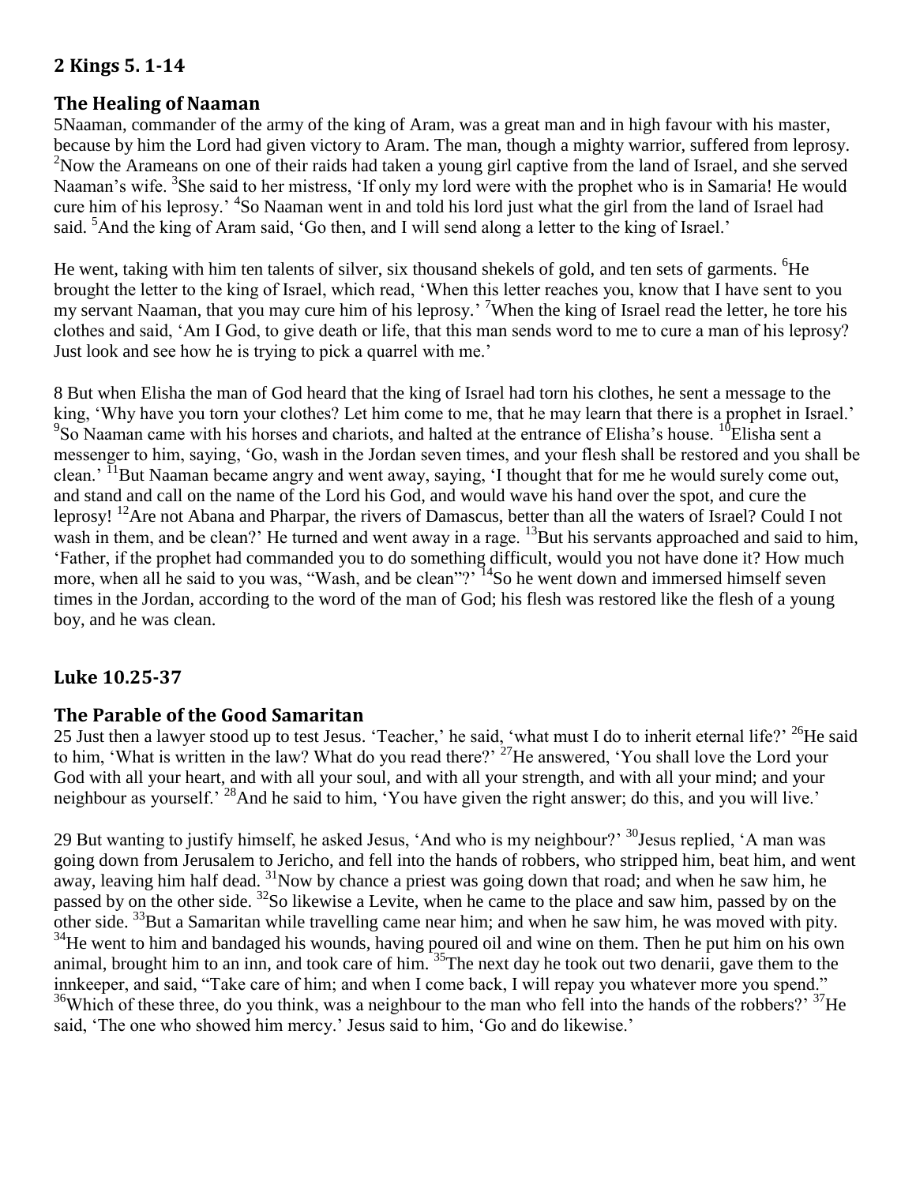## 2 Kings 5. 1-14

### The Healing of Naaman

5Naaman, commander of the army of the king of Aram, was a great man and in high favour with his master, because by him the Lord had given victory to Aram. The man, though a mighty warrior, suffered from leprosy. [2]Now the Arameans on one of their raids had taken a young girl captive from the land of Israel, and she served Naaman's wife. [3]She said to her mistress, 'If only my lord were with the prophet who is in Samaria! He would cure him of his leprosy.' [4]So Naaman went in and told his lord just what the girl from the land of Israel had said. [5]And the king of Aram said, 'Go then, and I will send along a letter to the king of Israel.'

He went, taking with him ten talents of silver, six thousand shekels of gold, and ten sets of garments. [6]He brought the letter to the king of Israel, which read, 'When this letter reaches you, know that I have sent to you my servant Naaman, that you may cure him of his leprosy.' [7]When the king of Israel read the letter, he tore his clothes and said, 'Am I God, to give death or life, that this man sends word to me to cure a man of his leprosy? Just look and see how he is trying to pick a quarrel with me.'

8 But when Elisha the man of God heard that the king of Israel had torn his clothes, he sent a message to the king, 'Why have you torn your clothes? Let him come to me, that he may learn that there is a prophet in Israel.' [9]So Naaman came with his horses and chariots, and halted at the entrance of Elisha's house. [10]Elisha sent a messenger to him, saying, 'Go, wash in the Jordan seven times, and your flesh shall be restored and you shall be clean.' [11]But Naaman became angry and went away, saying, 'I thought that for me he would surely come out, and stand and call on the name of the Lord his God, and would wave his hand over the spot, and cure the leprosy! [12]Are not Abana and Pharpar, the rivers of Damascus, better than all the waters of Israel? Could I not wash in them, and be clean?' He turned and went away in a rage. [13]But his servants approached and said to him, 'Father, if the prophet had commanded you to do something difficult, would you not have done it? How much more, when all he said to you was, "Wash, and be clean"?' [14]So he went down and immersed himself seven times in the Jordan, according to the word of the man of God; his flesh was restored like the flesh of a young boy, and he was clean.

## Luke 10.25-37

### The Parable of the Good Samaritan

25 Just then a lawyer stood up to test Jesus. 'Teacher,' he said, 'what must I do to inherit eternal life?' [26]He said to him, 'What is written in the law? What do you read there?' [27]He answered, 'You shall love the Lord your God with all your heart, and with all your soul, and with all your strength, and with all your mind; and your neighbour as yourself.' [28]And he said to him, 'You have given the right answer; do this, and you will live.'

29 But wanting to justify himself, he asked Jesus, 'And who is my neighbour?' [30]Jesus replied, 'A man was going down from Jerusalem to Jericho, and fell into the hands of robbers, who stripped him, beat him, and went away, leaving him half dead. [31]Now by chance a priest was going down that road; and when he saw him, he passed by on the other side. [32]So likewise a Levite, when he came to the place and saw him, passed by on the other side. [33]But a Samaritan while travelling came near him; and when he saw him, he was moved with pity. [34]He went to him and bandaged his wounds, having poured oil and wine on them. Then he put him on his own animal, brought him to an inn, and took care of him. [35]The next day he took out two denarii, gave them to the innkeeper, and said, "Take care of him; and when I come back, I will repay you whatever more you spend." [36]Which of these three, do you think, was a neighbour to the man who fell into the hands of the robbers?' [37]He said, 'The one who showed him mercy.' Jesus said to him, 'Go and do likewise.'